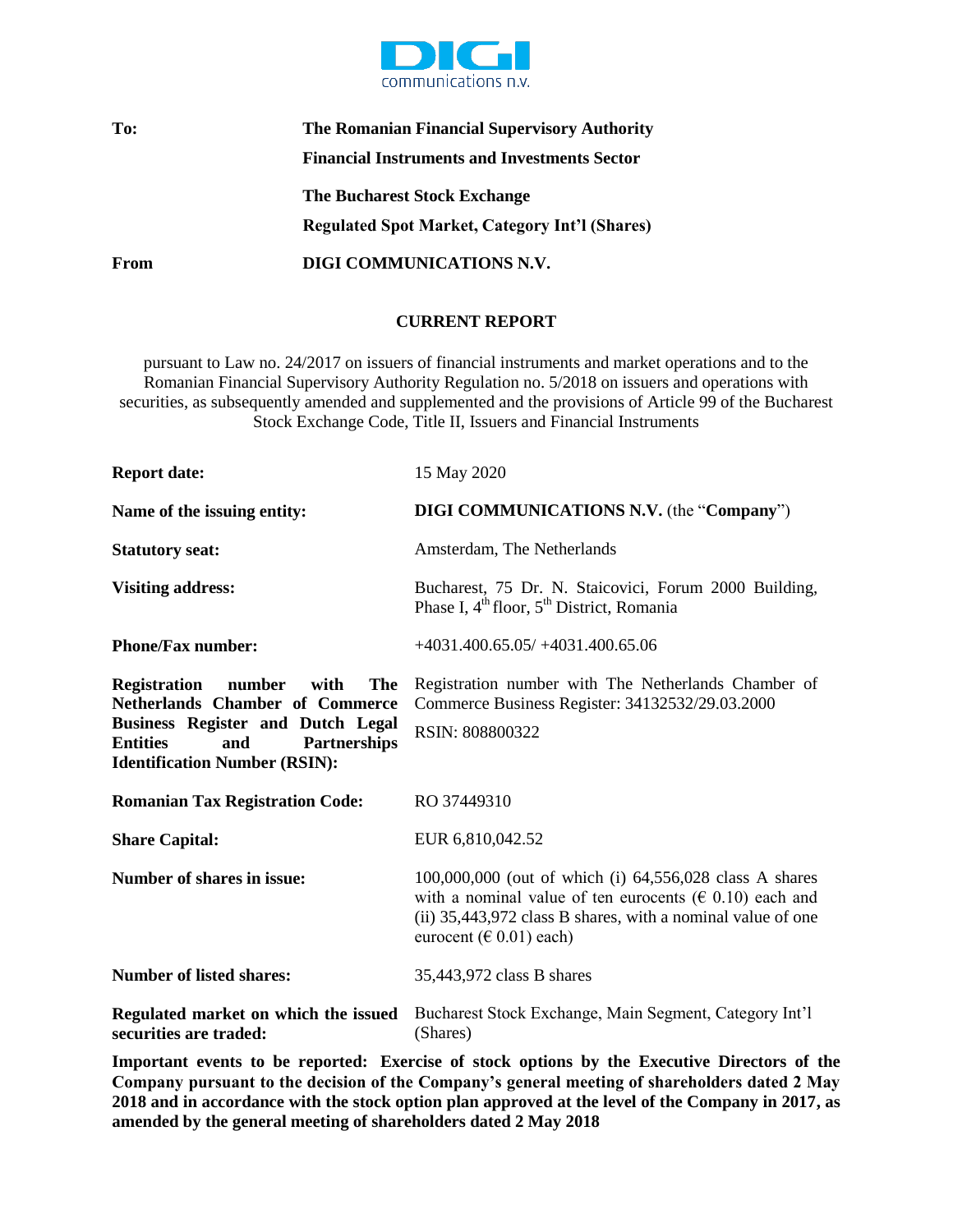DIGI communications n.v.

| | |
|---|---|
| **To:** | **The Romanian Financial Supervisory Authority** |
| | **Financial Instruments and Investments Sector** |
| | **The Bucharest Stock Exchange** |
| | **Regulated Spot Market, Category Int'l (Shares)** |
| **From** | **DIGI COMMUNICATIONS N.V.** |

## CURRENT REPORT

pursuant to Law no. 24/2017 on issuers of financial instruments and market operations and to the Romanian Financial Supervisory Authority Regulation no. 5/2018 on issuers and operations with securities, as subsequently amended and supplemented and the provisions of Article 99 of the Bucharest Stock Exchange Code, Title II, Issuers and Financial Instruments

| | |
|---|---|
| **Report date:** | 15 May 2020 |
| **Name of the issuing entity:** | **DIGI COMMUNICATIONS N.V.** (the "**Company**") |
| **Statutory seat:** | Amsterdam, The Netherlands |
| **Visiting address:** | Bucharest, 75 Dr. N. Staicovici, Forum 2000 Building, Phase I, 4th floor, 5th District, Romania |
| **Phone/Fax number:** | +4031.400.65.05/ +4031.400.65.06 |
| **Registration number with The Netherlands Chamber of Commerce Business Register and Dutch Legal Entities and Partnerships Identification Number (RSIN):** | Registration number with The Netherlands Chamber of Commerce Business Register: 34132532/29.03.2000<br>RSIN: 808800322 |
| **Romanian Tax Registration Code:** | RO 37449310 |
| **Share Capital:** | EUR 6,810,042.52 |
| **Number of shares in issue:** | 100,000,000 (out of which (i) 64,556,028 class A shares with a nominal value of ten eurocents (€ 0.10) each and (ii) 35,443,972 class B shares, with a nominal value of one eurocent (€ 0.01) each) |
| **Number of listed shares:** | 35,443,972 class B shares |
| **Regulated market on which the issued securities are traded:** | Bucharest Stock Exchange, Main Segment, Category Int'l (Shares) |

**Important events to be reported: Exercise of stock options by the Executive Directors of the Company pursuant to the decision of the Company's general meeting of shareholders dated 2 May 2018 and in accordance with the stock option plan approved at the level of the Company in 2017, as amended by the general meeting of shareholders dated 2 May 2018**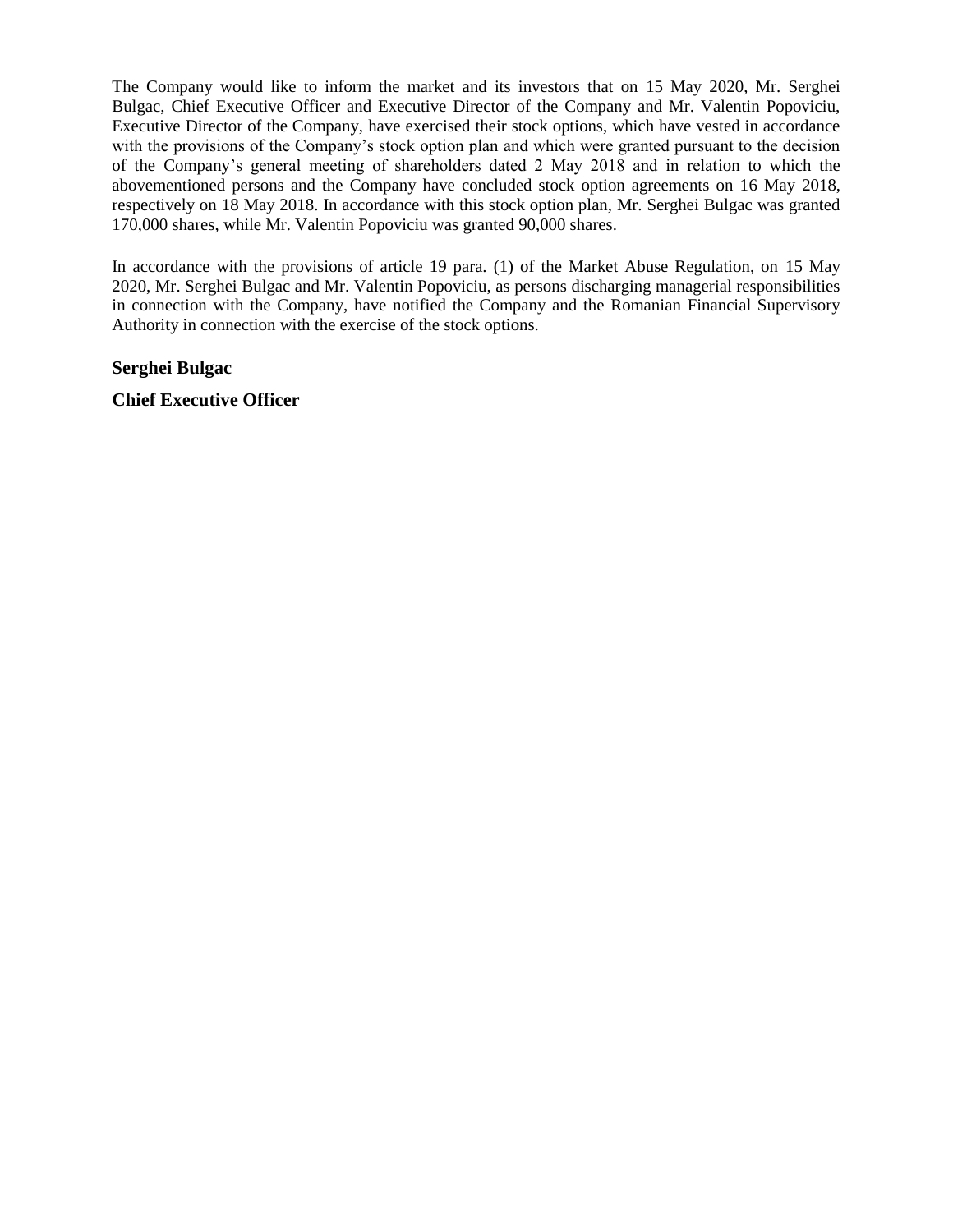The Company would like to inform the market and its investors that on 15 May 2020, Mr. Serghei Bulgac, Chief Executive Officer and Executive Director of the Company and Mr. Valentin Popoviciu, Executive Director of the Company, have exercised their stock options, which have vested in accordance with the provisions of the Company's stock option plan and which were granted pursuant to the decision of the Company's general meeting of shareholders dated 2 May 2018 and in relation to which the abovementioned persons and the Company have concluded stock option agreements on 16 May 2018, respectively on 18 May 2018. In accordance with this stock option plan, Mr. Serghei Bulgac was granted 170,000 shares, while Mr. Valentin Popoviciu was granted 90,000 shares.

In accordance with the provisions of article 19 para. (1) of the Market Abuse Regulation, on 15 May 2020, Mr. Serghei Bulgac and Mr. Valentin Popoviciu, as persons discharging managerial responsibilities in connection with the Company, have notified the Company and the Romanian Financial Supervisory Authority in connection with the exercise of the stock options.

**Serghei Bulgac**

**Chief Executive Officer**